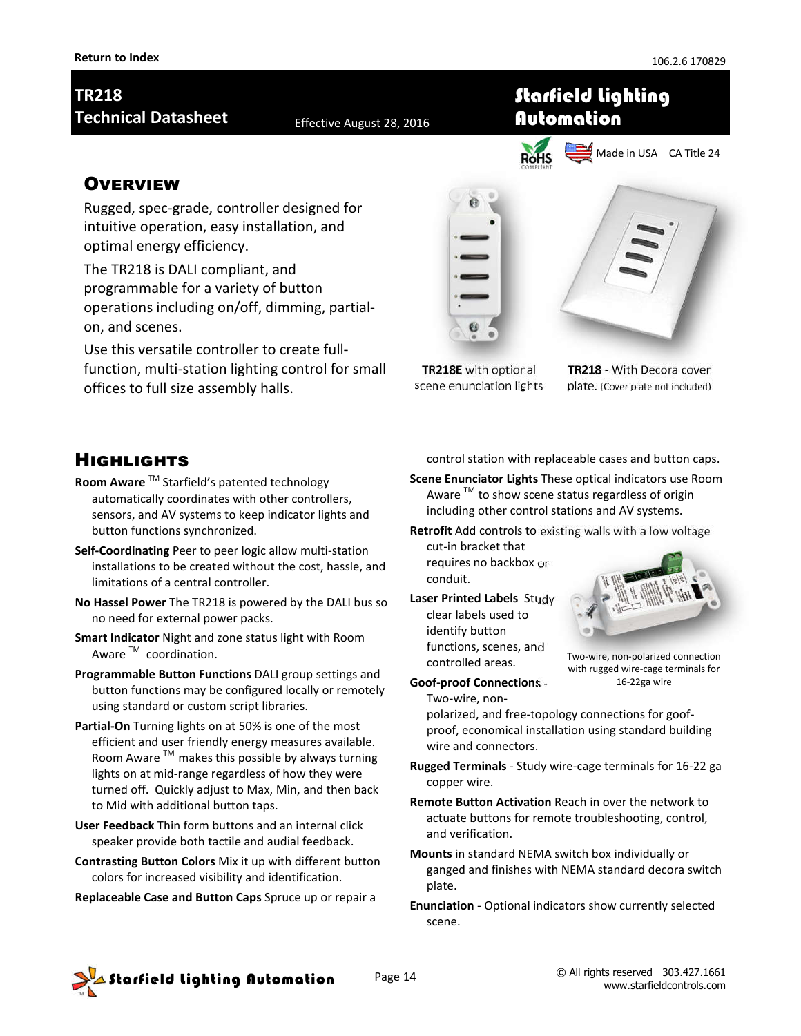Return to Index

106.2.6 170829

# TR218 Technical Datasheet

Effective August 28, 2016

**Starfield Lighting Automation**

Made in USA CA Title 24

## Overview

Rugged, spec-grade, controller designed for intuitive operation, easy installation, and optimal energy efficiency.

The TR218 is DALI compliant, and programmable for a variety of button operations including on/off, dimming, partial-on, and scenes.

Use this versatile controller to create full-function, multi-station lighting control for small offices to full size assembly halls.

**TR218E** with optional scene enunciation lights

**TR218** - With Decora cover plate. (Cover plate not included)

## Highlights

**Room Aware** ™ Starfield's patented technology automatically coordinates with other controllers, sensors, and AV systems to keep indicator lights and button functions synchronized.

**Self-Coordinating** Peer to peer logic allow multi-station installations to be created without the cost, hassle, and limitations of a central controller.

**No Hassel Power** The TR218 is powered by the DALI bus so no need for external power packs.

**Smart Indicator** Night and zone status light with Room Aware ™ coordination.

**Programmable Button Functions** DALI group settings and button functions may be configured locally or remotely using standard or custom script libraries.

**Partial-On** Turning lights on at 50% is one of the most efficient and user friendly energy measures available. Room Aware ™ makes this possible by always turning lights on at mid-range regardless of how they were turned off. Quickly adjust to Max, Min, and then back to Mid with additional button taps.

**User Feedback** Thin form buttons and an internal click speaker provide both tactile and audial feedback.

**Contrasting Button Colors** Mix it up with different button colors for increased visibility and identification.

**Replaceable Case and Button Caps** Spruce up or repair a control station with replaceable cases and button caps.

**Scene Enunciator Lights** These optical indicators use Room Aware ™ to show scene status regardless of origin including other control stations and AV systems.

**Retrofit** Add controls to existing walls with a low voltage cut-in bracket that requires no backbox or conduit.

**Laser Printed Labels** Study clear labels used to identify button functions, scenes, and controlled areas.

Two-wire, non-polarized connection with rugged wire-cage terminals for 16-22ga wire

**Goof-proof Connections** - Two-wire, non-polarized, and free-topology connections for goof-proof, economical installation using standard building wire and connectors.

**Rugged Terminals** - Study wire-cage terminals for 16-22 ga copper wire.

**Remote Button Activation** Reach in over the network to actuate buttons for remote troubleshooting, control, and verification.

**Mounts** in standard NEMA switch box individually or ganged and finishes with NEMA standard decora switch plate.

**Enunciation** - Optional indicators show currently selected scene.

Starfield Lighting Automation

© All rights reserved 303.427.1661
www.starfieldcontrols.com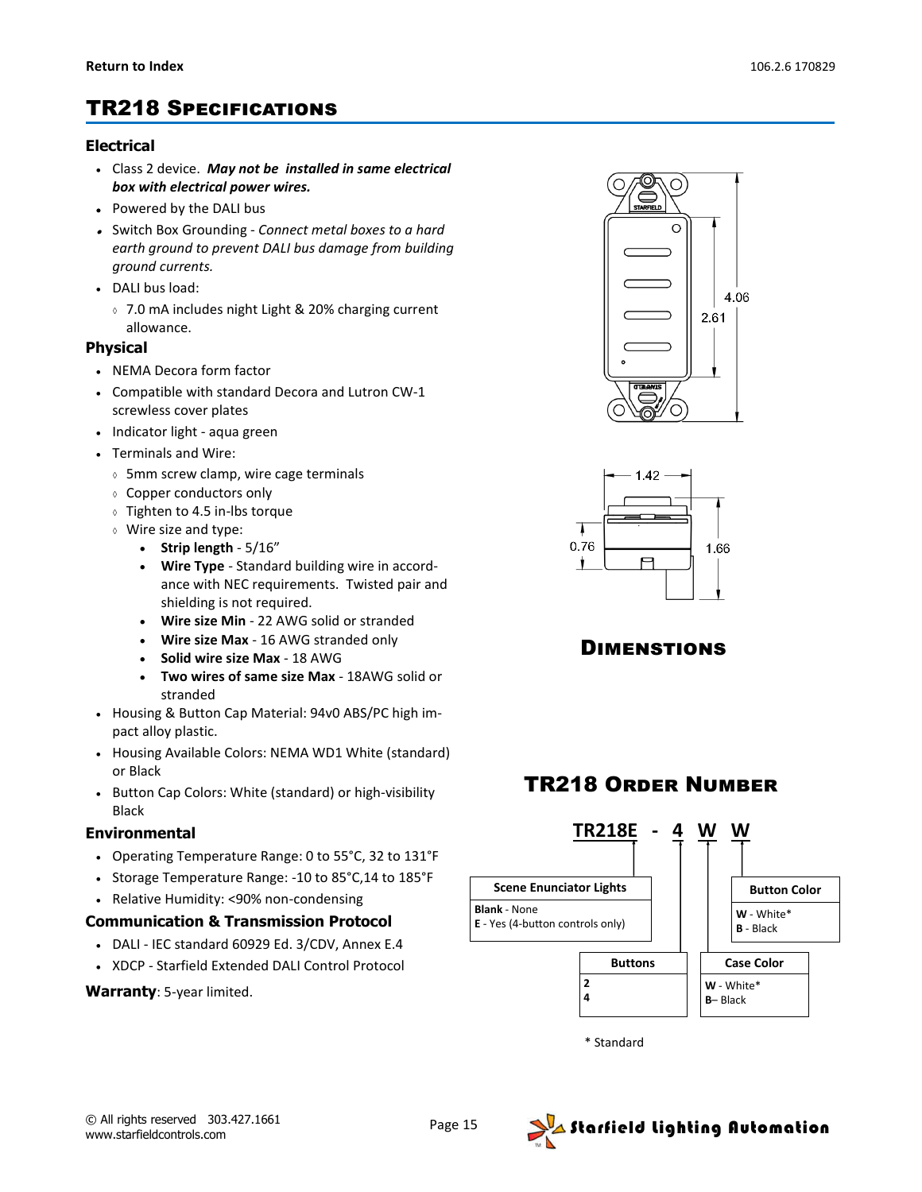Return to Index

106.2.6 170829

# TR218 Specifications

### Electrical

- Class 2 device. ***May not be installed in same electrical box with electrical power wires.***
- Powered by the DALI bus
- Switch Box Grounding - *Connect metal boxes to a hard earth ground to prevent DALI bus damage from building ground currents.*
- DALI bus load:
  - 7.0 mA includes night Light & 20% charging current allowance.

### Physical

- NEMA Decora form factor
- Compatible with standard Decora and Lutron CW-1 screwless cover plates
- Indicator light - aqua green
- Terminals and Wire:
  - 5mm screw clamp, wire cage terminals
  - Copper conductors only
  - Tighten to 4.5 in-lbs torque
  - Wire size and type:
    - **Strip length** - 5/16"
    - **Wire Type** - Standard building wire in accordance with NEC requirements. Twisted pair and shielding is not required.
    - **Wire size Min** - 22 AWG solid or stranded
    - **Wire size Max** - 16 AWG stranded only
    - **Solid wire size Max** - 18 AWG
    - **Two wires of same size Max** - 18AWG solid or stranded
- Housing & Button Cap Material: 94v0 ABS/PC high impact alloy plastic.
- Housing Available Colors: NEMA WD1 White (standard) or Black
- Button Cap Colors: White (standard) or high-visibility Black

### Environmental

- Operating Temperature Range: 0 to 55°C, 32 to 131°F
- Storage Temperature Range: -10 to 85°C,14 to 185°F
- Relative Humidity: <90% non-condensing

### Communication & Transmission Protocol

- DALI - IEC standard 60929 Ed. 3/CDV, Annex E.4
- XDCP - Starfield Extended DALI Control Protocol

**Warranty**: 5-year limited.

STARFIELD

4.06

2.61

1.42

0.76

1.66

## Dimenstions

## TR218 Order Number

**TR218E - 4 W W**

| Scene Enunciator Lights | Buttons | Case Color | Button Color |
|---|---|---|---|
| **Blank** - None<br>**E** - Yes (4-button controls only) | **2**<br>**4** | **W** - White*<br>**B**– Black | **W** - White*<br>**B** - Black |

\* Standard

© All rights reserved 303.427.1661
www.starfieldcontrols.com

Starfield Lighting Automation